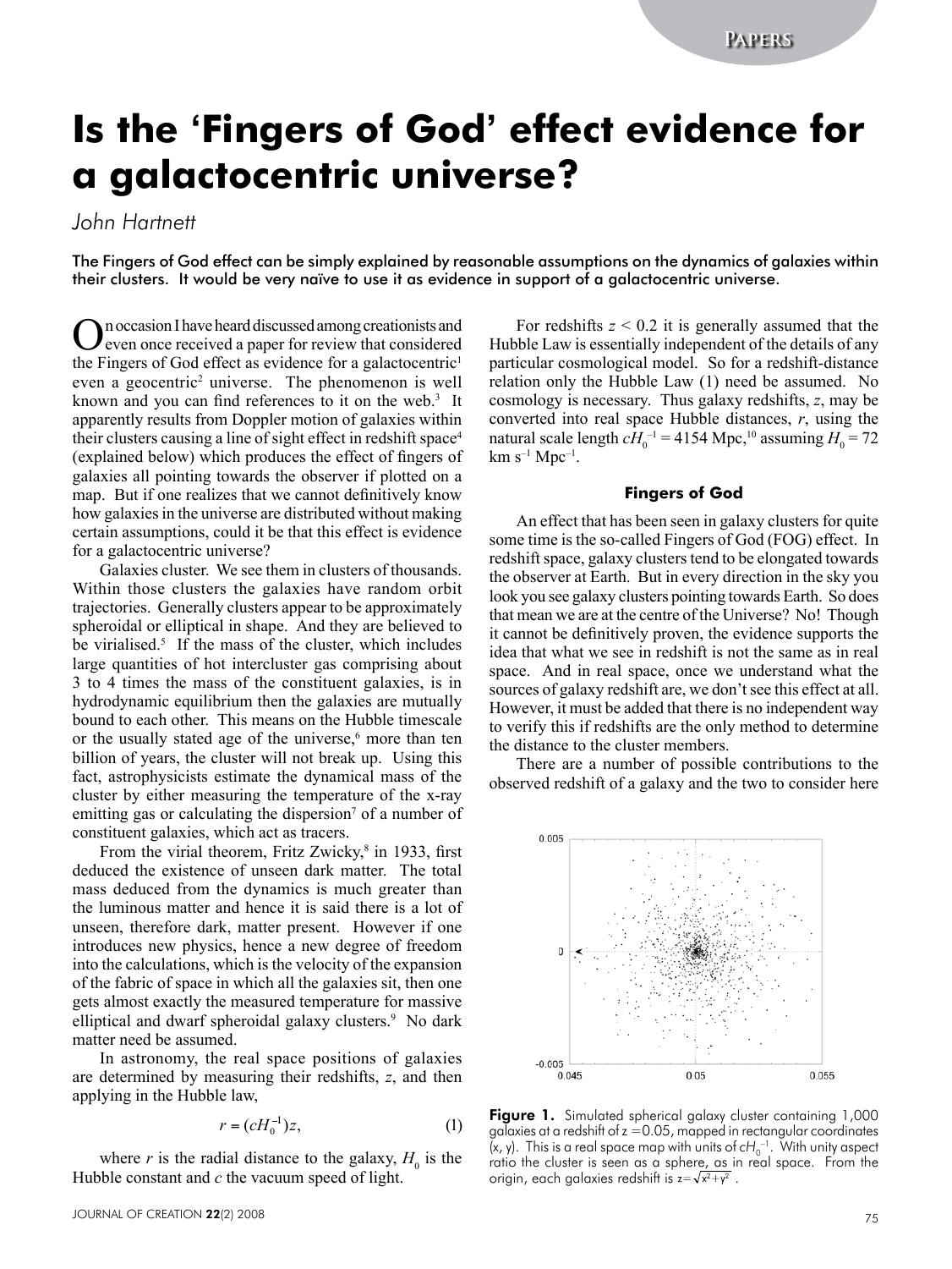# Is the 'Fingers of God' effect evidence for a galactocentric universe?

*John Hartnett*

The Fingers of God effect can be simply explained by reasonable assumptions on the dynamics of galaxies within their clusters. It would be very naïve to use it as evidence in support of a galactocentric universe.

On occasion I have heard discussed among creationists and even once received a paper for review that considered the Fingers of God effect as evidence for a galactocentric[1] even a geocentric[2] universe. The phenomenon is well known and you can find references to it on the web.[3] It apparently results from Doppler motion of galaxies within their clusters causing a line of sight effect in redshift space[4] (explained below) which produces the effect of fingers of galaxies all pointing towards the observer if plotted on a map. But if one realizes that we cannot definitively know how galaxies in the universe are distributed without making certain assumptions, could it be that this effect is evidence for a galactocentric universe?

Galaxies cluster. We see them in clusters of thousands. Within those clusters the galaxies have random orbit trajectories. Generally clusters appear to be approximately spheroidal or elliptical in shape. And they are believed to be virialised.[5] If the mass of the cluster, which includes large quantities of hot intercluster gas comprising about 3 to 4 times the mass of the constituent galaxies, is in hydrodynamic equilibrium then the galaxies are mutually bound to each other. This means on the Hubble timescale or the usually stated age of the universe,[6] more than ten billion of years, the cluster will not break up. Using this fact, astrophysicists estimate the dynamical mass of the cluster by either measuring the temperature of the x-ray emitting gas or calculating the dispersion[7] of a number of constituent galaxies, which act as tracers.

From the virial theorem, Fritz Zwicky,[8] in 1933, first deduced the existence of unseen dark matter. The total mass deduced from the dynamics is much greater than the luminous matter and hence it is said there is a lot of unseen, therefore dark, matter present. However if one introduces new physics, hence a new degree of freedom into the calculations, which is the velocity of the expansion of the fabric of space in which all the galaxies sit, then one gets almost exactly the measured temperature for massive elliptical and dwarf spheroidal galaxy clusters.[9] No dark matter need be assumed.

In astronomy, the real space positions of galaxies are determined by measuring their redshifts, $z$, and then applying in the Hubble law,

$$r = (cH_0^{-1})z, \tag{1}$$

where $r$ is the radial distance to the galaxy, $H_0$ is the Hubble constant and $c$ the vacuum speed of light.

For redshifts $z < 0.2$ it is generally assumed that the Hubble Law is essentially independent of the details of any particular cosmological model. So for a redshift-distance relation only the Hubble Law (1) need be assumed. No cosmology is necessary. Thus galaxy redshifts, $z$, may be converted into real space Hubble distances, $r$, using the natural scale length $cH_0^{-1} = 4154$ Mpc,[10] assuming $H_0 = 72$ km s$^{-1}$ Mpc$^{-1}$.

### Fingers of God

An effect that has been seen in galaxy clusters for quite some time is the so-called Fingers of God (FOG) effect. In redshift space, galaxy clusters tend to be elongated towards the observer at Earth. But in every direction in the sky you look you see galaxy clusters pointing towards Earth. So does that mean we are at the centre of the Universe? No! Though it cannot be definitively proven, the evidence supports the idea that what we see in redshift is not the same as in real space. And in real space, once we understand what the sources of galaxy redshift are, we don't see this effect at all. However, it must be added that there is no independent way to verify this if redshifts are the only method to determine the distance to the cluster members.

There are a number of possible contributions to the observed redshift of a galaxy and the two to consider here

**Figure 1.** Simulated spherical galaxy cluster containing 1,000 galaxies at a redshift of $z = 0.05$, mapped in rectangular coordinates $(x, y)$. This is a real space map with units of $cH_0^{-1}$. With unity aspect ratio the cluster is seen as a sphere, as in real space. From the origin, each galaxies redshift is $z = \sqrt{x^2 + y^2}$ .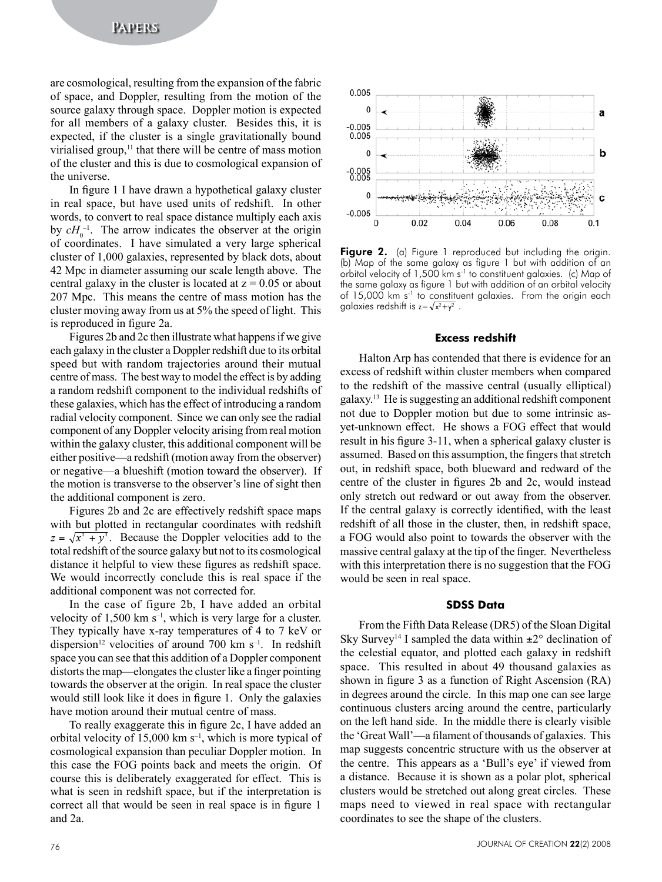are cosmological, resulting from the expansion of the fabric of space, and Doppler, resulting from the motion of the source galaxy through space. Doppler motion is expected for all members of a galaxy cluster. Besides this, it is expected, if the cluster is a single gravitationally bound virialised group,[11] that there will be centre of mass motion of the cluster and this is due to cosmological expansion of the universe.

In figure 1 I have drawn a hypothetical galaxy cluster in real space, but have used units of redshift. In other words, to convert to real space distance multiply each axis by $cH_0^{-1}$. The arrow indicates the observer at the origin of coordinates. I have simulated a very large spherical cluster of 1,000 galaxies, represented by black dots, about 42 Mpc in diameter assuming our scale length above. The central galaxy in the cluster is located at z = 0.05 or about 207 Mpc. This means the centre of mass motion has the cluster moving away from us at 5% the speed of light. This is reproduced in figure 2a.

Figures 2b and 2c then illustrate what happens if we give each galaxy in the cluster a Doppler redshift due to its orbital speed but with random trajectories around their mutual centre of mass. The best way to model the effect is by adding a random redshift component to the individual redshifts of these galaxies, which has the effect of introducing a random radial velocity component. Since we can only see the radial component of any Doppler velocity arising from real motion within the galaxy cluster, this additional component will be either positive—a redshift (motion away from the observer) or negative—a blueshift (motion toward the observer). If the motion is transverse to the observer's line of sight then the additional component is zero.

Figures 2b and 2c are effectively redshift space maps with but plotted in rectangular coordinates with redshift $z = \sqrt{x^2 + y^2}$. Because the Doppler velocities add to the total redshift of the source galaxy but not to its cosmological distance it helpful to view these figures as redshift space. We would incorrectly conclude this is real space if the additional component was not corrected for.

In the case of figure 2b, I have added an orbital velocity of 1,500 km s$^{-1}$, which is very large for a cluster. They typically have x-ray temperatures of 4 to 7 keV or dispersion[12] velocities of around 700 km s$^{-1}$. In redshift space you can see that this addition of a Doppler component distorts the map—elongates the cluster like a finger pointing towards the observer at the origin. In real space the cluster would still look like it does in figure 1. Only the galaxies have motion around their mutual centre of mass.

To really exaggerate this in figure 2c, I have added an orbital velocity of 15,000 km s$^{-1}$, which is more typical of cosmological expansion than peculiar Doppler motion. In this case the FOG points back and meets the origin. Of course this is deliberately exaggerated for effect. This is what is seen in redshift space, but if the interpretation is correct all that would be seen in real space is in figure 1 and 2a.

**Figure 2.** (a) Figure 1 reproduced but including the origin. (b) Map of the same galaxy as figure 1 but with addition of an orbital velocity of 1,500 km s$^{-1}$ to constituent galaxies. (c) Map of the same galaxy as figure 1 but with addition of an orbital velocity of 15,000 km s$^{-1}$ to constituent galaxies. From the origin each galaxies redshift is $z = \sqrt{x^2 + y^2}$ .

### Excess redshift

Halton Arp has contended that there is evidence for an excess of redshift within cluster members when compared to the redshift of the massive central (usually elliptical) galaxy.[13] He is suggesting an additional redshift component not due to Doppler motion but due to some intrinsic as-yet-unknown effect. He shows a FOG effect that would result in his figure 3-11, when a spherical galaxy cluster is assumed. Based on this assumption, the fingers that stretch out, in redshift space, both blueward and redward of the centre of the cluster in figures 2b and 2c, would instead only stretch out redward or out away from the observer. If the central galaxy is correctly identified, with the least redshift of all those in the cluster, then, in redshift space, a FOG would also point to towards the observer with the massive central galaxy at the tip of the finger. Nevertheless with this interpretation there is no suggestion that the FOG would be seen in real space.

### SDSS Data

From the Fifth Data Release (DR5) of the Sloan Digital Sky Survey[14] I sampled the data within ±2° declination of the celestial equator, and plotted each galaxy in redshift space. This resulted in about 49 thousand galaxies as shown in figure 3 as a function of Right Ascension (RA) in degrees around the circle. In this map one can see large continuous clusters arcing around the centre, particularly on the left hand side. In the middle there is clearly visible the 'Great Wall'—a filament of thousands of galaxies. This map suggests concentric structure with us the observer at the centre. This appears as a 'Bull's eye' if viewed from a distance. Because it is shown as a polar plot, spherical clusters would be stretched out along great circles. These maps need to viewed in real space with rectangular coordinates to see the shape of the clusters.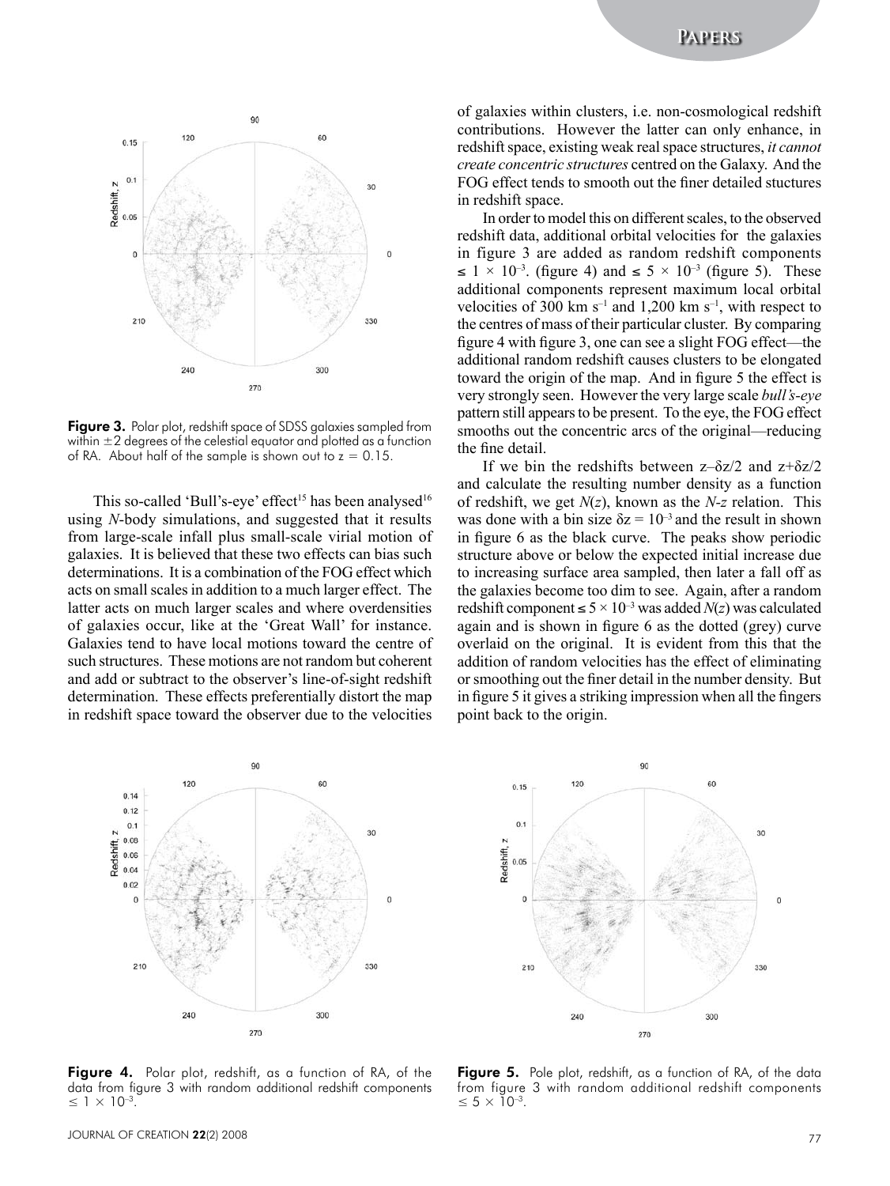Figure 3. Polar plot, redshift space of SDSS galaxies sampled from within ±2 degrees of the celestial equator and plotted as a function of RA. About half of the sample is shown out to z = 0.15.

This so-called 'Bull's-eye' effect[15] has been analysed[16] using *N*-body simulations, and suggested that it results from large-scale infall plus small-scale virial motion of galaxies. It is believed that these two effects can bias such determinations. It is a combination of the FOG effect which acts on small scales in addition to a much larger effect. The latter acts on much larger scales and where overdensities of galaxies occur, like at the 'Great Wall' for instance. Galaxies tend to have local motions toward the centre of such structures. These motions are not random but coherent and add or subtract to the observer's line-of-sight redshift determination. These effects preferentially distort the map in redshift space toward the observer due to the velocities of galaxies within clusters, i.e. non-cosmological redshift contributions. However the latter can only enhance, in redshift space, existing weak real space structures, *it cannot create concentric structures* centred on the Galaxy. And the FOG effect tends to smooth out the finer detailed stuctures in redshift space.

In order to model this on different scales, to the observed redshift data, additional orbital velocities for the galaxies in figure 3 are added as random redshift components $\leq 1 \times 10^{-3}$. (figure 4) and $\leq 5 \times 10^{-3}$ (figure 5). These additional components represent maximum local orbital velocities of 300 km s$^{-1}$ and 1,200 km s$^{-1}$, with respect to the centres of mass of their particular cluster. By comparing figure 4 with figure 3, one can see a slight FOG effect—the additional random redshift causes clusters to be elongated toward the origin of the map. And in figure 5 the effect is very strongly seen. However the very large scale *bull's-eye* pattern still appears to be present. To the eye, the FOG effect smooths out the concentric arcs of the original—reducing the fine detail.

If we bin the redshifts between $z–\delta z/2$ and $z+\delta z/2$ and calculate the resulting number density as a function of redshift, we get $N(z)$, known as the *N-z* relation. This was done with a bin size $\delta z = 10^{-3}$ and the result in shown in figure 6 as the black curve. The peaks show periodic structure above or below the expected initial increase due to increasing surface area sampled, then later a fall off as the galaxies become too dim to see. Again, after a random redshift component $\leq 5 \times 10^{-3}$ was added $N(z)$ was calculated again and is shown in figure 6 as the dotted (grey) curve overlaid on the original. It is evident from this that the addition of random velocities has the effect of eliminating or smoothing out the finer detail in the number density. But in figure 5 it gives a striking impression when all the fingers point back to the origin.

Figure 4. Polar plot, redshift, as a function of RA, of the data from figure 3 with random additional redshift components $\leq 1 \times 10^{-3}$.

Figure 5. Pole plot, redshift, as a function of RA, of the data from figure 3 with random additional redshift components $\leq 5 \times 10^{-3}$.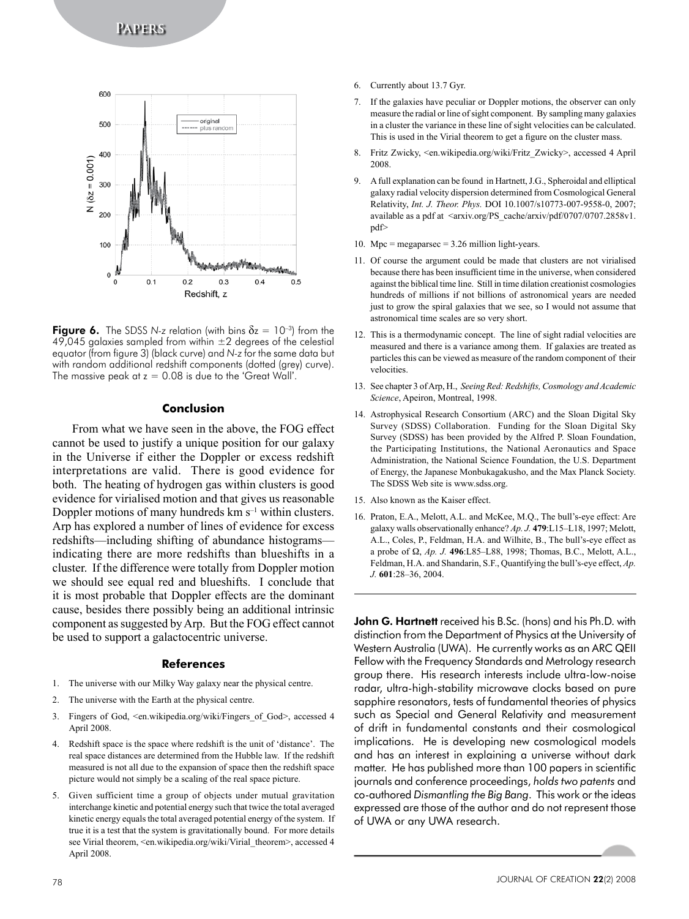600
500
400
300
200
100
0
N (δz = 0.001)
0
0.1
0.2
0.3
0.4
0.5
Redshift, z
original
plus random

**Figure 6.** The SDSS *N-z* relation (with bins $\delta z = 10^{-3}$) from the 49,045 galaxies sampled from within ±2 degrees of the celestial equator (from figure 3) (black curve) and *N-z* for the same data but with random additional redshift components (dotted (grey) curve). The massive peak at z = 0.08 is due to the 'Great Wall'.

### Conclusion

From what we have seen in the above, the FOG effect cannot be used to justify a unique position for our galaxy in the Universe if either the Doppler or excess redshift interpretations are valid. There is good evidence for both. The heating of hydrogen gas within clusters is good evidence for virialised motion and that gives us reasonable Doppler motions of many hundreds km $s^{-1}$ within clusters. Arp has explored a number of lines of evidence for excess redshifts—including shifting of abundance histograms—indicating there are more redshifts than blueshifts in a cluster. If the difference were totally from Doppler motion we should see equal red and blueshifts. I conclude that it is most probable that Doppler effects are the dominant cause, besides there possibly being an additional intrinsic component as suggested by Arp. But the FOG effect cannot be used to support a galactocentric universe.

### References

1. The universe with our Milky Way galaxy near the physical centre.
2. The universe with the Earth at the physical centre.
3. Fingers of God, <en.wikipedia.org/wiki/Fingers_of_God>, accessed 4 April 2008.
4. Redshift space is the space where redshift is the unit of 'distance'. The real space distances are determined from the Hubble law. If the redshift measured is not all due to the expansion of space then the redshift space picture would not simply be a scaling of the real space picture.
5. Given sufficient time a group of objects under mutual gravitation interchange kinetic and potential energy such that twice the total averaged kinetic energy equals the total averaged potential energy of the system. If true it is a test that the system is gravitationally bound. For more details see Virial theorem, <en.wikipedia.org/wiki/Virial_theorem>, accessed 4 April 2008.
6. Currently about 13.7 Gyr.
7. If the galaxies have peculiar or Doppler motions, the observer can only measure the radial or line of sight component. By sampling many galaxies in a cluster the variance in these line of sight velocities can be calculated. This is used in the Virial theorem to get a figure on the cluster mass.
8. Fritz Zwicky, <en.wikipedia.org/wiki/Fritz_Zwicky>, accessed 4 April 2008.
9. A full explanation can be found in Hartnett, J.G., Spheroidal and elliptical galaxy radial velocity dispersion determined from Cosmological General Relativity, *Int. J. Theor. Phys.* DOI 10.1007/s10773-007-9558-0, 2007; available as a pdf at <arxiv.org/PS_cache/arxiv/pdf/0707/0707.2858v1.pdf>
10. Mpc = megaparsec = 3.26 million light-years.
11. Of course the argument could be made that clusters are not virialised because there has been insufficient time in the universe, when considered against the biblical time line. Still in time dilation creationist cosmologies hundreds of millions if not billions of astronomical years are needed just to grow the spiral galaxies that we see, so I would not assume that astronomical time scales are so very short.
12. This is a thermodynamic concept. The line of sight radial velocities are measured and there is a variance among them. If galaxies are treated as particles this can be viewed as measure of the random component of their velocities.
13. See chapter 3 of Arp, H., *Seeing Red: Redshifts, Cosmology and Academic Science*, Apeiron, Montreal, 1998.
14. Astrophysical Research Consortium (ARC) and the Sloan Digital Sky Survey (SDSS) Collaboration. Funding for the Sloan Digital Sky Survey (SDSS) has been provided by the Alfred P. Sloan Foundation, the Participating Institutions, the National Aeronautics and Space Administration, the National Science Foundation, the U.S. Department of Energy, the Japanese Monbukagakusho, and the Max Planck Society. The SDSS Web site is www.sdss.org.
15. Also known as the Kaiser effect.
16. Praton, E.A., Melott, A.L. and McKee, M.Q., The bull's-eye effect: Are galaxy walls observationally enhance? *Ap. J.* **479**:L15–L18, 1997; Melott, A.L., Coles, P., Feldman, H.A. and Wilhite, B., The bull's-eye effect as a probe of Ω, *Ap. J.* **496**:L85–L88, 1998; Thomas, B.C., Melott, A.L., Feldman, H.A. and Shandarin, S.F., Quantifying the bull's-eye effect, *Ap. J.* **601**:28–36, 2004.

**John G. Hartnett** received his B.Sc. (hons) and his Ph.D. with distinction from the Department of Physics at the University of Western Australia (UWA). He currently works as an ARC QEII Fellow with the Frequency Standards and Metrology research group there. His research interests include ultra-low-noise radar, ultra-high-stability microwave clocks based on pure sapphire resonators, tests of fundamental theories of physics such as Special and General Relativity and measurement of drift in fundamental constants and their cosmological implications. He is developing new cosmological models and has an interest in explaining a universe without dark matter. He has published more than 100 papers in scientific journals and conference proceedings, *holds two patents* and co-authored *Dismantling the Big Bang*. This work or the ideas expressed are those of the author and do not represent those of UWA or any UWA research.